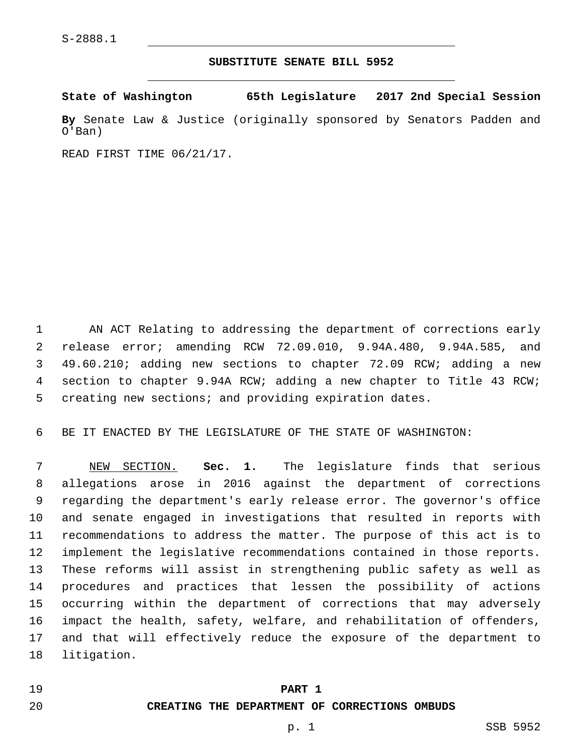S-2888.1

**SUBSTITUTE SENATE BILL 5952**

**State of Washington 65th Legislature 2017 2nd Special Session**

**By** Senate Law & Justice (originally sponsored by Senators Padden and O'Ban)

READ FIRST TIME 06/21/17.

AN ACT Relating to addressing the department of corrections early release error; amending RCW 72.09.010, 9.94A.480, 9.94A.585, and 49.60.210; adding new sections to chapter 72.09 RCW; adding a new section to chapter 9.94A RCW; adding a new chapter to Title 43 RCW; creating new sections; and providing expiration dates.

BE IT ENACTED BY THE LEGISLATURE OF THE STATE OF WASHINGTON:

NEW SECTION. **Sec. 1.** The legislature finds that serious allegations arose in 2016 against the department of corrections regarding the department's early release error. The governor's office and senate engaged in investigations that resulted in reports with recommendations to address the matter. The purpose of this act is to implement the legislative recommendations contained in those reports. These reforms will assist in strengthening public safety as well as procedures and practices that lessen the possibility of actions occurring within the department of corrections that may adversely impact the health, safety, welfare, and rehabilitation of offenders, and that will effectively reduce the exposure of the department to litigation.

**PART 1**

**CREATING THE DEPARTMENT OF CORRECTIONS OMBUDS**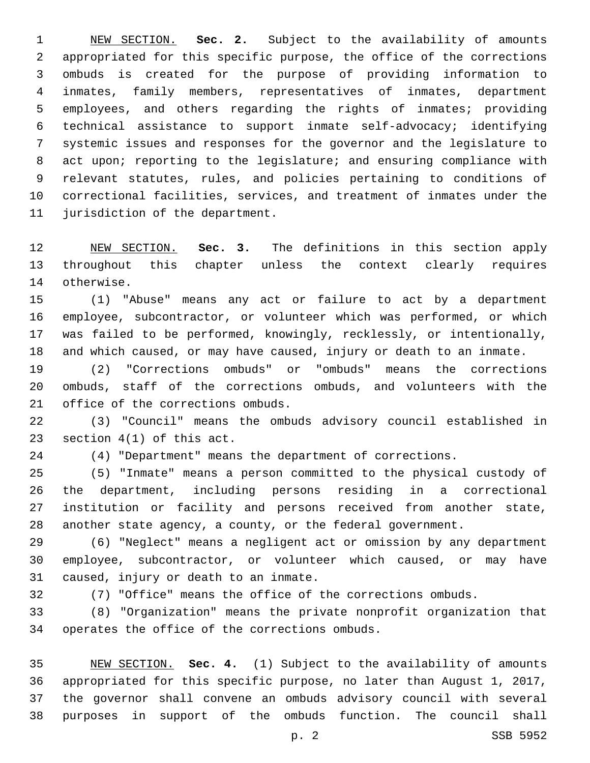NEW SECTION. **Sec. 2.** Subject to the availability of amounts appropriated for this specific purpose, the office of the corrections ombuds is created for the purpose of providing information to inmates, family members, representatives of inmates, department employees, and others regarding the rights of inmates; providing technical assistance to support inmate self-advocacy; identifying systemic issues and responses for the governor and the legislature to act upon; reporting to the legislature; and ensuring compliance with relevant statutes, rules, and policies pertaining to conditions of correctional facilities, services, and treatment of inmates under the jurisdiction of the department.

NEW SECTION. **Sec. 3.** The definitions in this section apply throughout this chapter unless the context clearly requires otherwise.

(1) "Abuse" means any act or failure to act by a department employee, subcontractor, or volunteer which was performed, or which was failed to be performed, knowingly, recklessly, or intentionally, and which caused, or may have caused, injury or death to an inmate.

(2) "Corrections ombuds" or "ombuds" means the corrections ombuds, staff of the corrections ombuds, and volunteers with the office of the corrections ombuds.

(3) "Council" means the ombuds advisory council established in section 4(1) of this act.

(4) "Department" means the department of corrections.

(5) "Inmate" means a person committed to the physical custody of the department, including persons residing in a correctional institution or facility and persons received from another state, another state agency, a county, or the federal government.

(6) "Neglect" means a negligent act or omission by any department employee, subcontractor, or volunteer which caused, or may have caused, injury or death to an inmate.

(7) "Office" means the office of the corrections ombuds.

(8) "Organization" means the private nonprofit organization that operates the office of the corrections ombuds.

NEW SECTION. **Sec. 4.** (1) Subject to the availability of amounts appropriated for this specific purpose, no later than August 1, 2017, the governor shall convene an ombuds advisory council with several purposes in support of the ombuds function. The council shall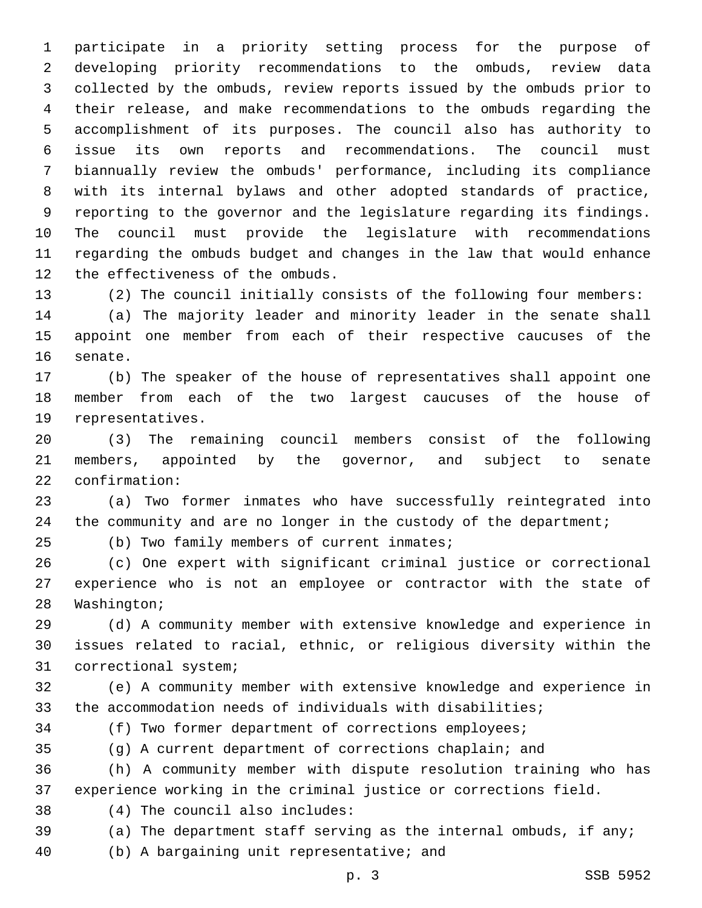participate in a priority setting process for the purpose of developing priority recommendations to the ombuds, review data collected by the ombuds, review reports issued by the ombuds prior to their release, and make recommendations to the ombuds regarding the accomplishment of its purposes. The council also has authority to issue its own reports and recommendations. The council must biannually review the ombuds' performance, including its compliance with its internal bylaws and other adopted standards of practice, reporting to the governor and the legislature regarding its findings. The council must provide the legislature with recommendations regarding the ombuds budget and changes in the law that would enhance the effectiveness of the ombuds.

(2) The council initially consists of the following four members:

(a) The majority leader and minority leader in the senate shall appoint one member from each of their respective caucuses of the senate.

(b) The speaker of the house of representatives shall appoint one member from each of the two largest caucuses of the house of representatives.

(3) The remaining council members consist of the following members, appointed by the governor, and subject to senate confirmation:

(a) Two former inmates who have successfully reintegrated into the community and are no longer in the custody of the department;

(b) Two family members of current inmates;

(c) One expert with significant criminal justice or correctional experience who is not an employee or contractor with the state of Washington;

(d) A community member with extensive knowledge and experience in issues related to racial, ethnic, or religious diversity within the correctional system;

(e) A community member with extensive knowledge and experience in the accommodation needs of individuals with disabilities;

(f) Two former department of corrections employees;

(g) A current department of corrections chaplain; and

(h) A community member with dispute resolution training who has experience working in the criminal justice or corrections field.

(4) The council also includes:

(a) The department staff serving as the internal ombuds, if any;

(b) A bargaining unit representative; and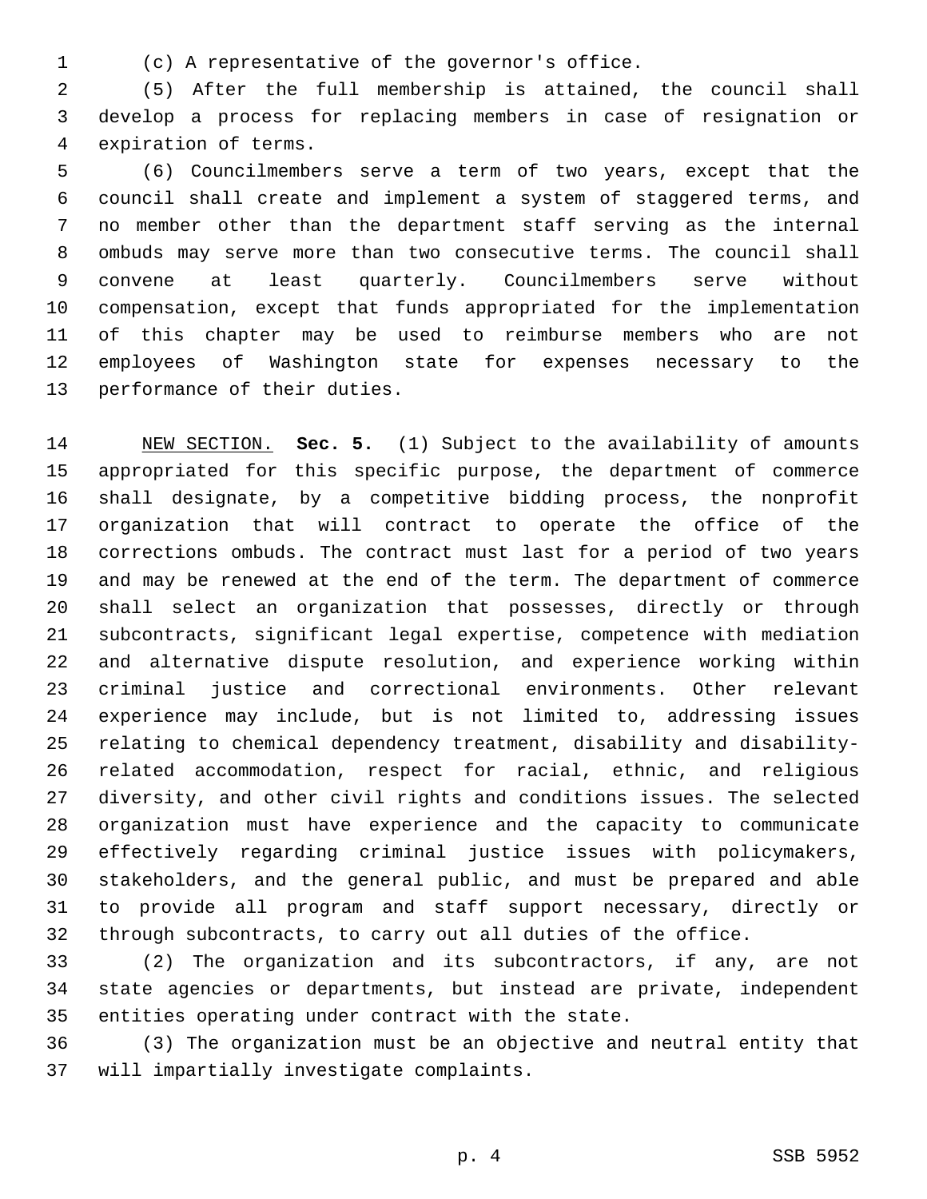(c) A representative of the governor's office.

(5) After the full membership is attained, the council shall develop a process for replacing members in case of resignation or expiration of terms.

(6) Councilmembers serve a term of two years, except that the council shall create and implement a system of staggered terms, and no member other than the department staff serving as the internal ombuds may serve more than two consecutive terms. The council shall convene at least quarterly. Councilmembers serve without compensation, except that funds appropriated for the implementation of this chapter may be used to reimburse members who are not employees of Washington state for expenses necessary to the performance of their duties.

NEW SECTION. **Sec. 5.** (1) Subject to the availability of amounts appropriated for this specific purpose, the department of commerce shall designate, by a competitive bidding process, the nonprofit organization that will contract to operate the office of the corrections ombuds. The contract must last for a period of two years and may be renewed at the end of the term. The department of commerce shall select an organization that possesses, directly or through subcontracts, significant legal expertise, competence with mediation and alternative dispute resolution, and experience working within criminal justice and correctional environments. Other relevant experience may include, but is not limited to, addressing issues relating to chemical dependency treatment, disability and disability-related accommodation, respect for racial, ethnic, and religious diversity, and other civil rights and conditions issues. The selected organization must have experience and the capacity to communicate effectively regarding criminal justice issues with policymakers, stakeholders, and the general public, and must be prepared and able to provide all program and staff support necessary, directly or through subcontracts, to carry out all duties of the office.

(2) The organization and its subcontractors, if any, are not state agencies or departments, but instead are private, independent entities operating under contract with the state.

(3) The organization must be an objective and neutral entity that will impartially investigate complaints.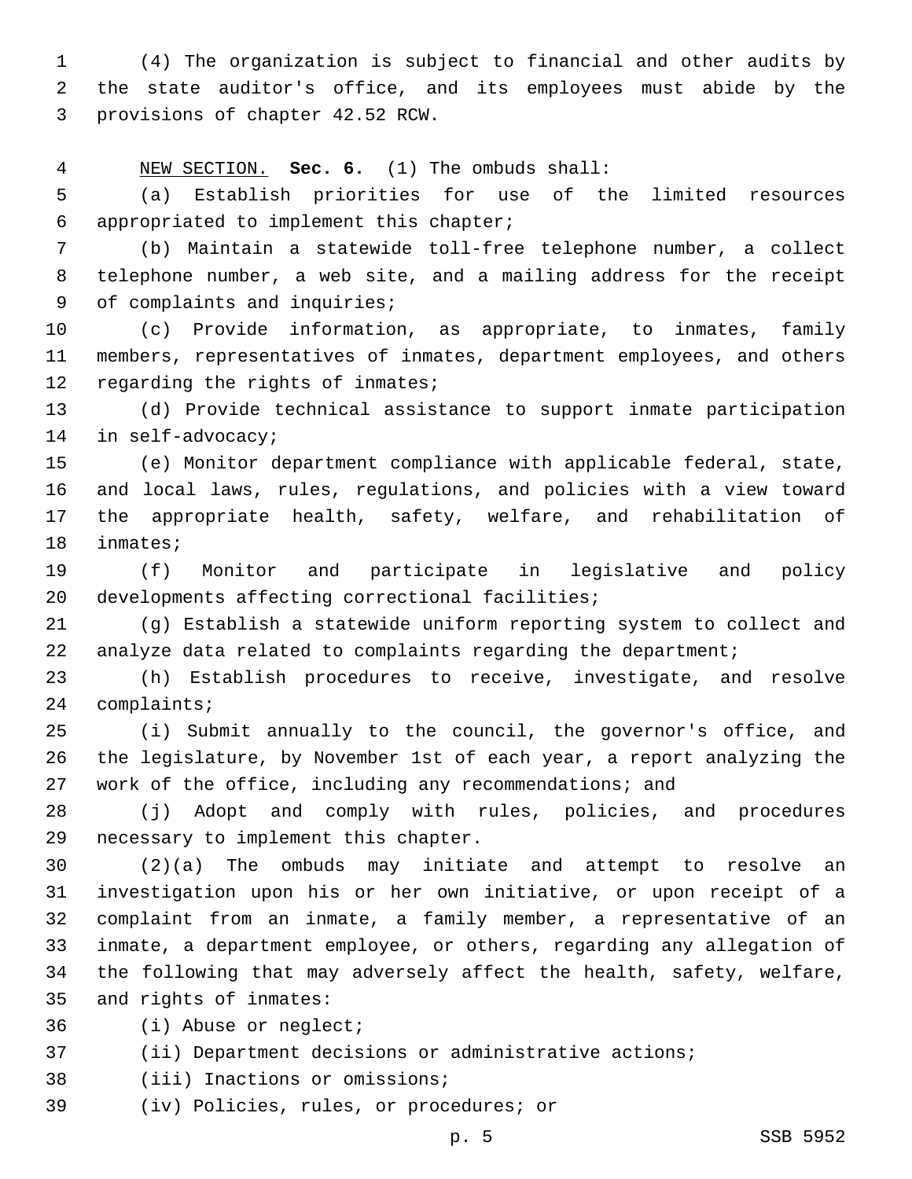(4) The organization is subject to financial and other audits by the state auditor's office, and its employees must abide by the provisions of chapter 42.52 RCW.

NEW SECTION. **Sec. 6.** (1) The ombuds shall:

(a) Establish priorities for use of the limited resources appropriated to implement this chapter;

(b) Maintain a statewide toll-free telephone number, a collect telephone number, a web site, and a mailing address for the receipt of complaints and inquiries;

(c) Provide information, as appropriate, to inmates, family members, representatives of inmates, department employees, and others regarding the rights of inmates;

(d) Provide technical assistance to support inmate participation in self-advocacy;

(e) Monitor department compliance with applicable federal, state, and local laws, rules, regulations, and policies with a view toward the appropriate health, safety, welfare, and rehabilitation of inmates;

(f) Monitor and participate in legislative and policy developments affecting correctional facilities;

(g) Establish a statewide uniform reporting system to collect and analyze data related to complaints regarding the department;

(h) Establish procedures to receive, investigate, and resolve complaints;

(i) Submit annually to the council, the governor's office, and the legislature, by November 1st of each year, a report analyzing the work of the office, including any recommendations; and

(j) Adopt and comply with rules, policies, and procedures necessary to implement this chapter.

(2)(a) The ombuds may initiate and attempt to resolve an investigation upon his or her own initiative, or upon receipt of a complaint from an inmate, a family member, a representative of an inmate, a department employee, or others, regarding any allegation of the following that may adversely affect the health, safety, welfare, and rights of inmates:

(i) Abuse or neglect;

(ii) Department decisions or administrative actions;

(iii) Inactions or omissions;

(iv) Policies, rules, or procedures; or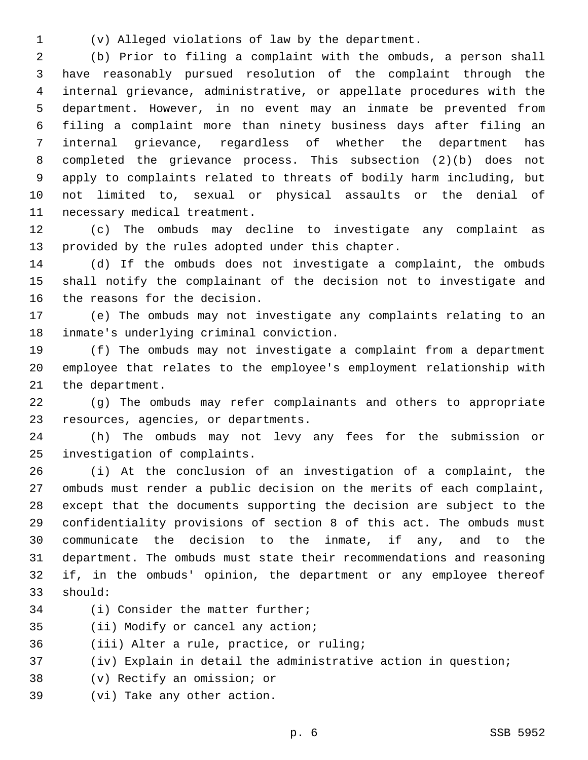(v) Alleged violations of law by the department.

(b) Prior to filing a complaint with the ombuds, a person shall have reasonably pursued resolution of the complaint through the internal grievance, administrative, or appellate procedures with the department. However, in no event may an inmate be prevented from filing a complaint more than ninety business days after filing an internal grievance, regardless of whether the department has completed the grievance process. This subsection (2)(b) does not apply to complaints related to threats of bodily harm including, but not limited to, sexual or physical assaults or the denial of necessary medical treatment.

(c) The ombuds may decline to investigate any complaint as provided by the rules adopted under this chapter.

(d) If the ombuds does not investigate a complaint, the ombuds shall notify the complainant of the decision not to investigate and the reasons for the decision.

(e) The ombuds may not investigate any complaints relating to an inmate's underlying criminal conviction.

(f) The ombuds may not investigate a complaint from a department employee that relates to the employee's employment relationship with the department.

(g) The ombuds may refer complainants and others to appropriate resources, agencies, or departments.

(h) The ombuds may not levy any fees for the submission or investigation of complaints.

(i) At the conclusion of an investigation of a complaint, the ombuds must render a public decision on the merits of each complaint, except that the documents supporting the decision are subject to the confidentiality provisions of section 8 of this act. The ombuds must communicate the decision to the inmate, if any, and to the department. The ombuds must state their recommendations and reasoning if, in the ombuds' opinion, the department or any employee thereof should:

(i) Consider the matter further;

(ii) Modify or cancel any action;

(iii) Alter a rule, practice, or ruling;

(iv) Explain in detail the administrative action in question;

(v) Rectify an omission; or

(vi) Take any other action.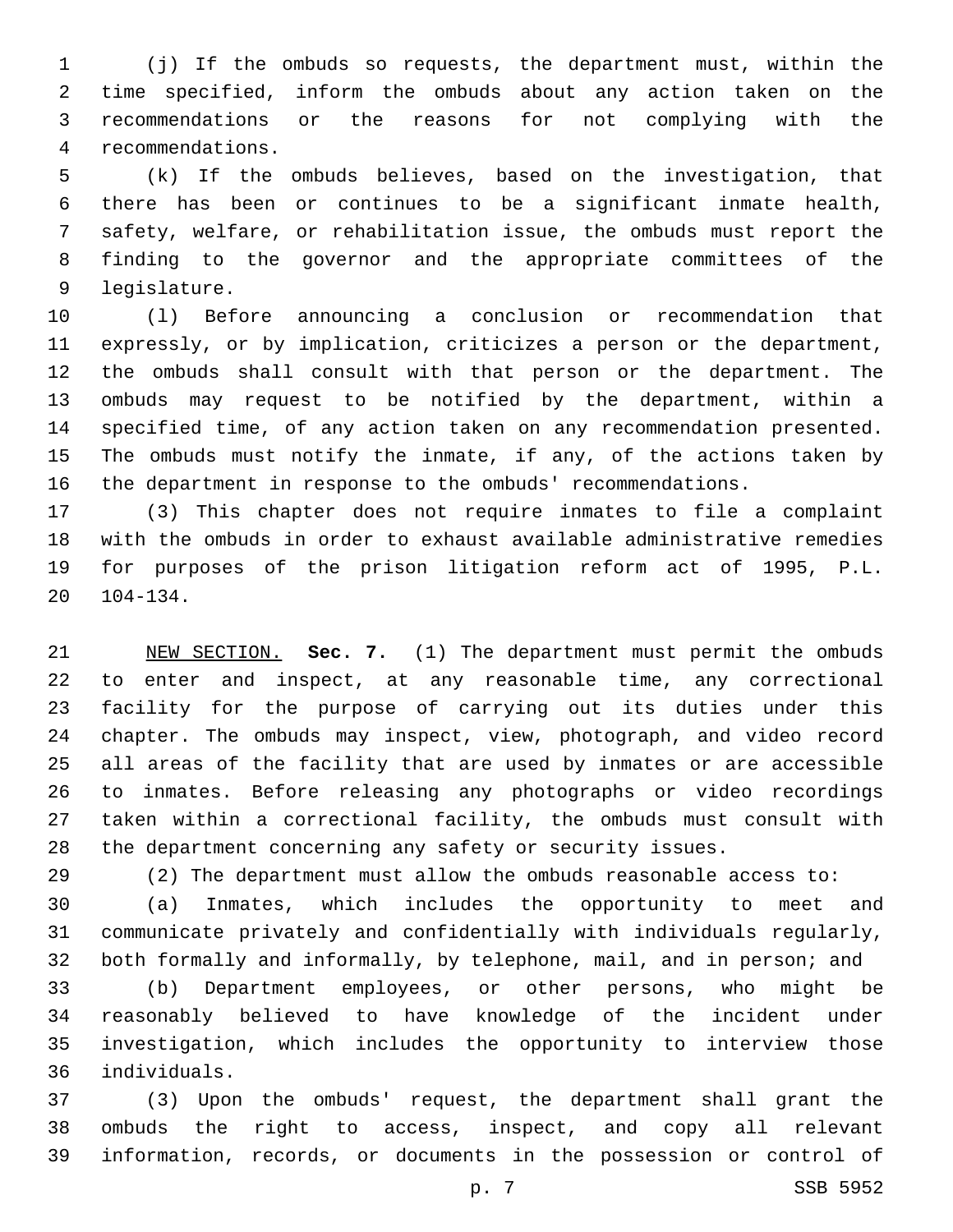(j) If the ombuds so requests, the department must, within the time specified, inform the ombuds about any action taken on the recommendations or the reasons for not complying with the recommendations.

(k) If the ombuds believes, based on the investigation, that there has been or continues to be a significant inmate health, safety, welfare, or rehabilitation issue, the ombuds must report the finding to the governor and the appropriate committees of the legislature.

(l) Before announcing a conclusion or recommendation that expressly, or by implication, criticizes a person or the department, the ombuds shall consult with that person or the department. The ombuds may request to be notified by the department, within a specified time, of any action taken on any recommendation presented. The ombuds must notify the inmate, if any, of the actions taken by the department in response to the ombuds' recommendations.

(3) This chapter does not require inmates to file a complaint with the ombuds in order to exhaust available administrative remedies for purposes of the prison litigation reform act of 1995, P.L. 104-134.

NEW SECTION. **Sec. 7.** (1) The department must permit the ombuds to enter and inspect, at any reasonable time, any correctional facility for the purpose of carrying out its duties under this chapter. The ombuds may inspect, view, photograph, and video record all areas of the facility that are used by inmates or are accessible to inmates. Before releasing any photographs or video recordings taken within a correctional facility, the ombuds must consult with the department concerning any safety or security issues.

(2) The department must allow the ombuds reasonable access to:

(a) Inmates, which includes the opportunity to meet and communicate privately and confidentially with individuals regularly, both formally and informally, by telephone, mail, and in person; and

(b) Department employees, or other persons, who might be reasonably believed to have knowledge of the incident under investigation, which includes the opportunity to interview those individuals.

(3) Upon the ombuds' request, the department shall grant the ombuds the right to access, inspect, and copy all relevant information, records, or documents in the possession or control of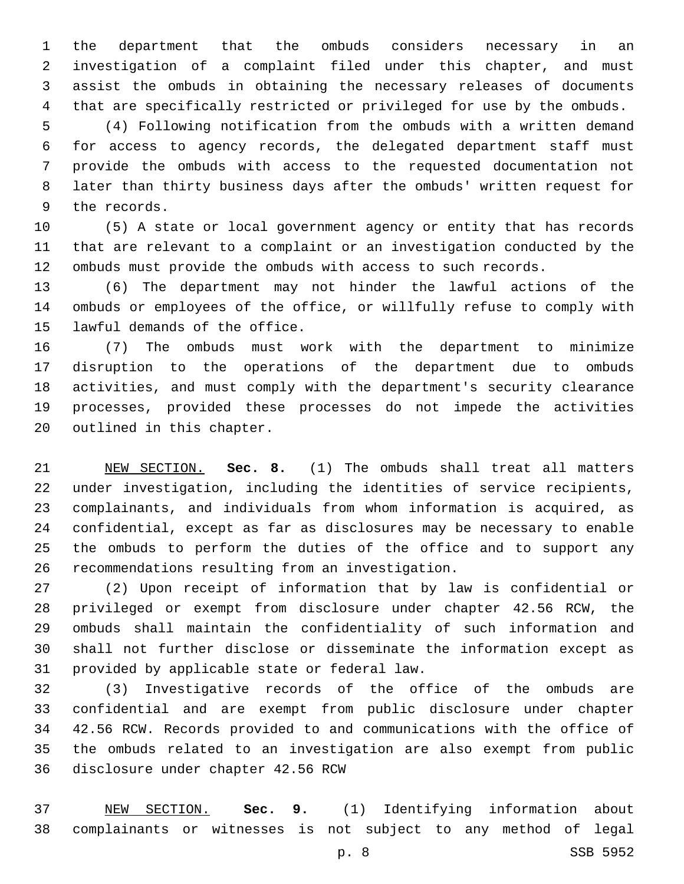the department that the ombuds considers necessary in an investigation of a complaint filed under this chapter, and must assist the ombuds in obtaining the necessary releases of documents that are specifically restricted or privileged for use by the ombuds.

(4) Following notification from the ombuds with a written demand for access to agency records, the delegated department staff must provide the ombuds with access to the requested documentation not later than thirty business days after the ombuds' written request for the records.

(5) A state or local government agency or entity that has records that are relevant to a complaint or an investigation conducted by the ombuds must provide the ombuds with access to such records.

(6) The department may not hinder the lawful actions of the ombuds or employees of the office, or willfully refuse to comply with lawful demands of the office.

(7) The ombuds must work with the department to minimize disruption to the operations of the department due to ombuds activities, and must comply with the department's security clearance processes, provided these processes do not impede the activities outlined in this chapter.

NEW SECTION. **Sec. 8.** (1) The ombuds shall treat all matters under investigation, including the identities of service recipients, complainants, and individuals from whom information is acquired, as confidential, except as far as disclosures may be necessary to enable the ombuds to perform the duties of the office and to support any recommendations resulting from an investigation.

(2) Upon receipt of information that by law is confidential or privileged or exempt from disclosure under chapter 42.56 RCW, the ombuds shall maintain the confidentiality of such information and shall not further disclose or disseminate the information except as provided by applicable state or federal law.

(3) Investigative records of the office of the ombuds are confidential and are exempt from public disclosure under chapter 42.56 RCW. Records provided to and communications with the office of the ombuds related to an investigation are also exempt from public disclosure under chapter 42.56 RCW

NEW SECTION. **Sec. 9.** (1) Identifying information about complainants or witnesses is not subject to any method of legal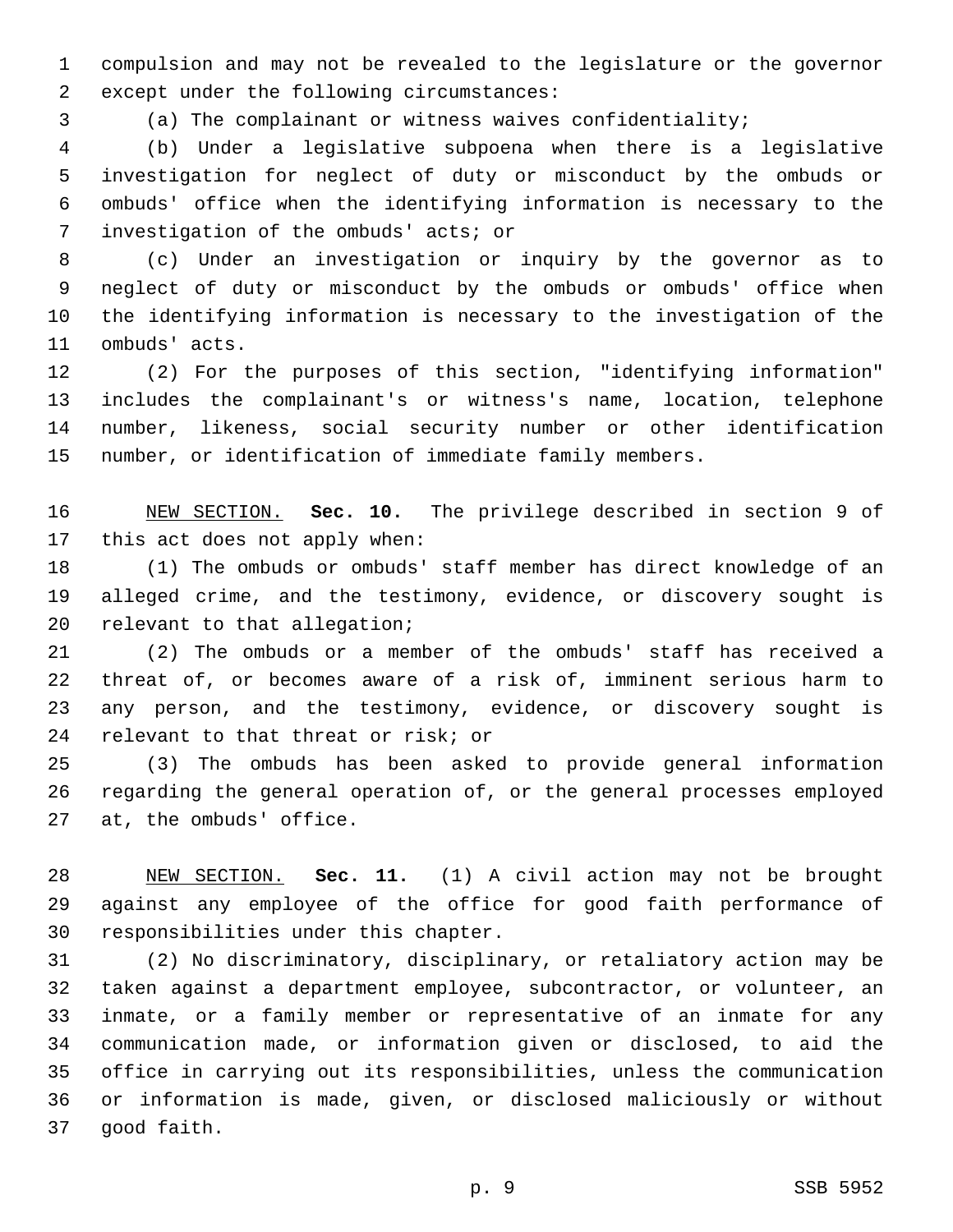compulsion and may not be revealed to the legislature or the governor except under the following circumstances:

(a) The complainant or witness waives confidentiality;

(b) Under a legislative subpoena when there is a legislative investigation for neglect of duty or misconduct by the ombuds or ombuds' office when the identifying information is necessary to the investigation of the ombuds' acts; or

(c) Under an investigation or inquiry by the governor as to neglect of duty or misconduct by the ombuds or ombuds' office when the identifying information is necessary to the investigation of the ombuds' acts.

(2) For the purposes of this section, "identifying information" includes the complainant's or witness's name, location, telephone number, likeness, social security number or other identification number, or identification of immediate family members.

NEW SECTION. **Sec. 10.** The privilege described in section 9 of this act does not apply when:

(1) The ombuds or ombuds' staff member has direct knowledge of an alleged crime, and the testimony, evidence, or discovery sought is relevant to that allegation;

(2) The ombuds or a member of the ombuds' staff has received a threat of, or becomes aware of a risk of, imminent serious harm to any person, and the testimony, evidence, or discovery sought is relevant to that threat or risk; or

(3) The ombuds has been asked to provide general information regarding the general operation of, or the general processes employed at, the ombuds' office.

NEW SECTION. **Sec. 11.** (1) A civil action may not be brought against any employee of the office for good faith performance of responsibilities under this chapter.

(2) No discriminatory, disciplinary, or retaliatory action may be taken against a department employee, subcontractor, or volunteer, an inmate, or a family member or representative of an inmate for any communication made, or information given or disclosed, to aid the office in carrying out its responsibilities, unless the communication or information is made, given, or disclosed maliciously or without good faith.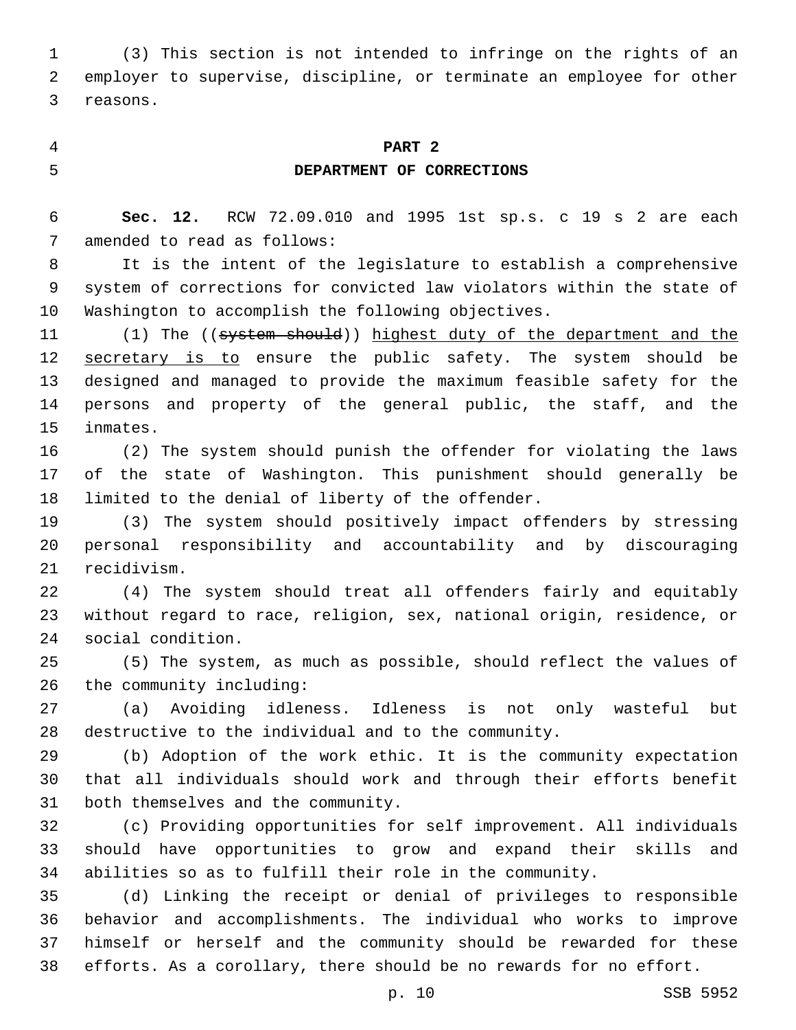(3) This section is not intended to infringe on the rights of an employer to supervise, discipline, or terminate an employee for other reasons.

## PART 2
## DEPARTMENT OF CORRECTIONS

**Sec. 12.** RCW 72.09.010 and 1995 1st sp.s. c 19 s 2 are each amended to read as follows:

It is the intent of the legislature to establish a comprehensive system of corrections for convicted law violators within the state of Washington to accomplish the following objectives.

(1) The ((~~system should~~)) <u>highest duty of the department and the secretary is to</u> ensure the public safety. The system should be designed and managed to provide the maximum feasible safety for the persons and property of the general public, the staff, and the inmates.

(2) The system should punish the offender for violating the laws of the state of Washington. This punishment should generally be limited to the denial of liberty of the offender.

(3) The system should positively impact offenders by stressing personal responsibility and accountability and by discouraging recidivism.

(4) The system should treat all offenders fairly and equitably without regard to race, religion, sex, national origin, residence, or social condition.

(5) The system, as much as possible, should reflect the values of the community including:

(a) Avoiding idleness. Idleness is not only wasteful but destructive to the individual and to the community.

(b) Adoption of the work ethic. It is the community expectation that all individuals should work and through their efforts benefit both themselves and the community.

(c) Providing opportunities for self improvement. All individuals should have opportunities to grow and expand their skills and abilities so as to fulfill their role in the community.

(d) Linking the receipt or denial of privileges to responsible behavior and accomplishments. The individual who works to improve himself or herself and the community should be rewarded for these efforts. As a corollary, there should be no rewards for no effort.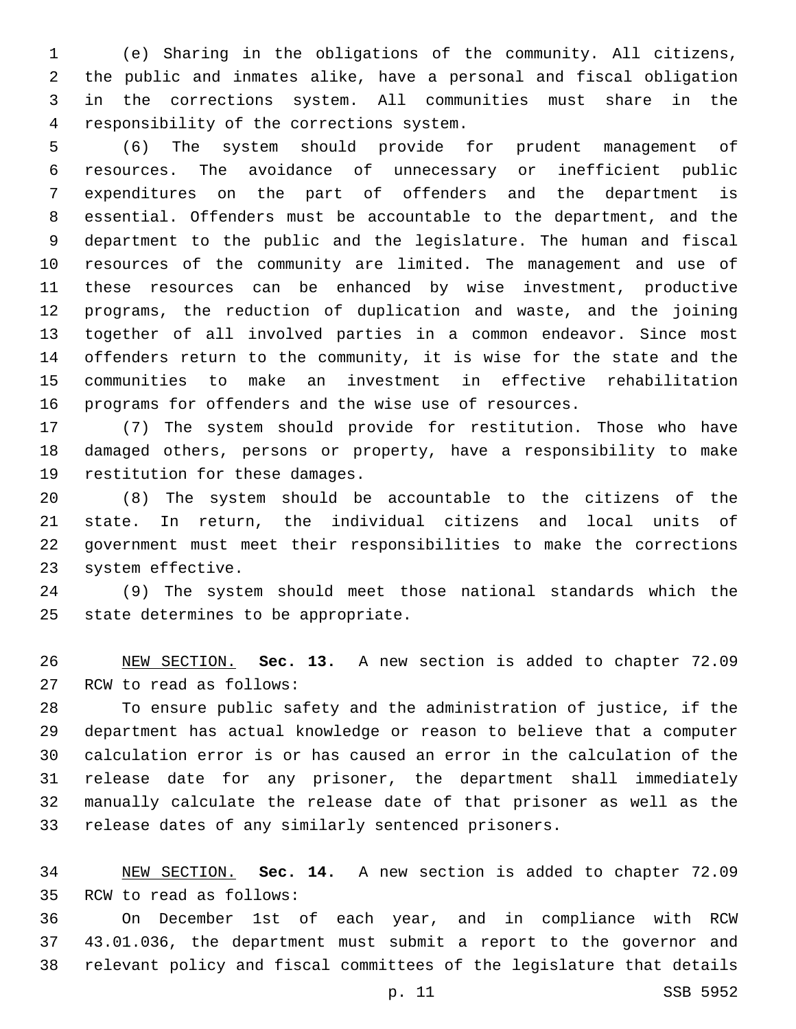(e) Sharing in the obligations of the community. All citizens, the public and inmates alike, have a personal and fiscal obligation in the corrections system. All communities must share in the responsibility of the corrections system.

(6) The system should provide for prudent management of resources. The avoidance of unnecessary or inefficient public expenditures on the part of offenders and the department is essential. Offenders must be accountable to the department, and the department to the public and the legislature. The human and fiscal resources of the community are limited. The management and use of these resources can be enhanced by wise investment, productive programs, the reduction of duplication and waste, and the joining together of all involved parties in a common endeavor. Since most offenders return to the community, it is wise for the state and the communities to make an investment in effective rehabilitation programs for offenders and the wise use of resources.

(7) The system should provide for restitution. Those who have damaged others, persons or property, have a responsibility to make restitution for these damages.

(8) The system should be accountable to the citizens of the state. In return, the individual citizens and local units of government must meet their responsibilities to make the corrections system effective.

(9) The system should meet those national standards which the state determines to be appropriate.

NEW SECTION. **Sec. 13.** A new section is added to chapter 72.09 RCW to read as follows:

To ensure public safety and the administration of justice, if the department has actual knowledge or reason to believe that a computer calculation error is or has caused an error in the calculation of the release date for any prisoner, the department shall immediately manually calculate the release date of that prisoner as well as the release dates of any similarly sentenced prisoners.

NEW SECTION. **Sec. 14.** A new section is added to chapter 72.09 RCW to read as follows:

On December 1st of each year, and in compliance with RCW 43.01.036, the department must submit a report to the governor and relevant policy and fiscal committees of the legislature that details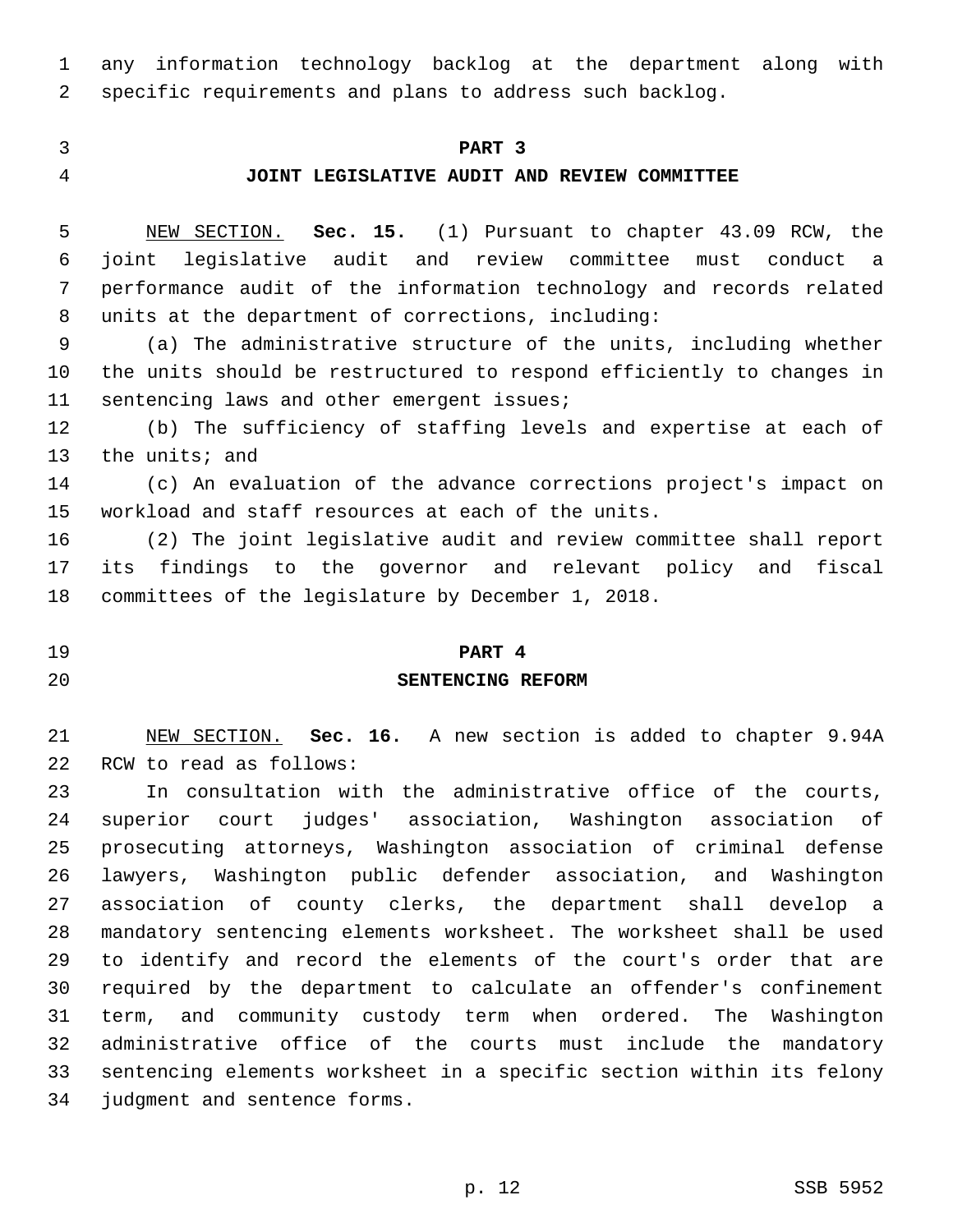any information technology backlog at the department along with specific requirements and plans to address such backlog.

## PART 3
## JOINT LEGISLATIVE AUDIT AND REVIEW COMMITTEE

NEW SECTION. **Sec. 15.** (1) Pursuant to chapter 43.09 RCW, the joint legislative audit and review committee must conduct a performance audit of the information technology and records related units at the department of corrections, including:

(a) The administrative structure of the units, including whether the units should be restructured to respond efficiently to changes in sentencing laws and other emergent issues;

(b) The sufficiency of staffing levels and expertise at each of the units; and

(c) An evaluation of the advance corrections project's impact on workload and staff resources at each of the units.

(2) The joint legislative audit and review committee shall report its findings to the governor and relevant policy and fiscal committees of the legislature by December 1, 2018.

## PART 4
## SENTENCING REFORM

NEW SECTION. **Sec. 16.** A new section is added to chapter 9.94A RCW to read as follows:

In consultation with the administrative office of the courts, superior court judges' association, Washington association of prosecuting attorneys, Washington association of criminal defense lawyers, Washington public defender association, and Washington association of county clerks, the department shall develop a mandatory sentencing elements worksheet. The worksheet shall be used to identify and record the elements of the court's order that are required by the department to calculate an offender's confinement term, and community custody term when ordered. The Washington administrative office of the courts must include the mandatory sentencing elements worksheet in a specific section within its felony judgment and sentence forms.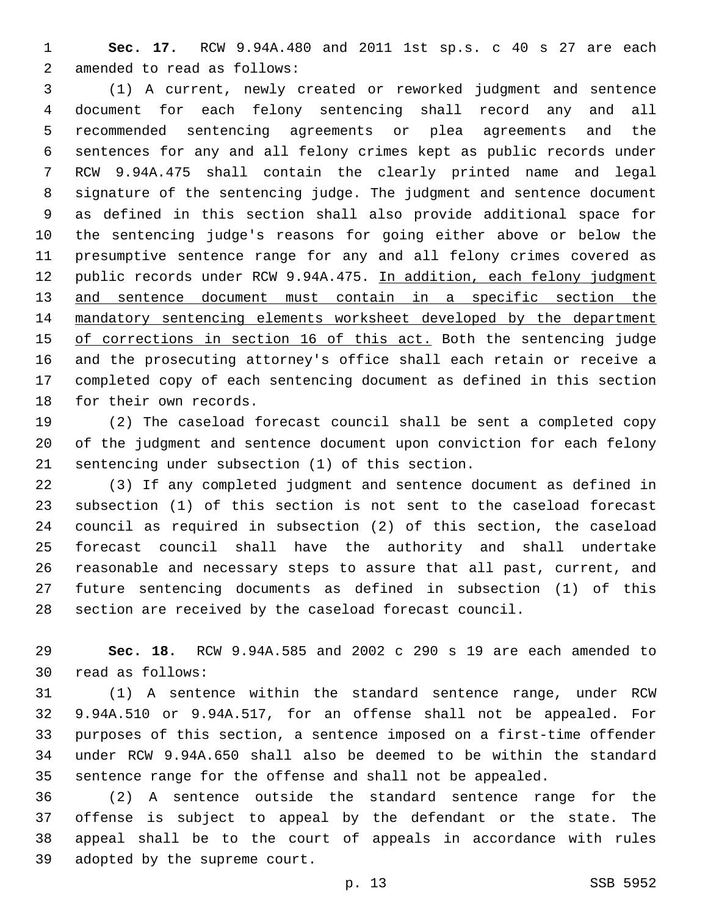**Sec. 17.** RCW 9.94A.480 and 2011 1st sp.s. c 40 s 27 are each amended to read as follows:

(1) A current, newly created or reworked judgment and sentence document for each felony sentencing shall record any and all recommended sentencing agreements or plea agreements and the sentences for any and all felony crimes kept as public records under RCW 9.94A.475 shall contain the clearly printed name and legal signature of the sentencing judge. The judgment and sentence document as defined in this section shall also provide additional space for the sentencing judge's reasons for going either above or below the presumptive sentence range for any and all felony crimes covered as public records under RCW 9.94A.475. <u>In addition, each felony judgment and sentence document must contain in a specific section the mandatory sentencing elements worksheet developed by the department of corrections in section 16 of this act.</u> Both the sentencing judge and the prosecuting attorney's office shall each retain or receive a completed copy of each sentencing document as defined in this section for their own records.

(2) The caseload forecast council shall be sent a completed copy of the judgment and sentence document upon conviction for each felony sentencing under subsection (1) of this section.

(3) If any completed judgment and sentence document as defined in subsection (1) of this section is not sent to the caseload forecast council as required in subsection (2) of this section, the caseload forecast council shall have the authority and shall undertake reasonable and necessary steps to assure that all past, current, and future sentencing documents as defined in subsection (1) of this section are received by the caseload forecast council.

**Sec. 18.** RCW 9.94A.585 and 2002 c 290 s 19 are each amended to read as follows:

(1) A sentence within the standard sentence range, under RCW 9.94A.510 or 9.94A.517, for an offense shall not be appealed. For purposes of this section, a sentence imposed on a first-time offender under RCW 9.94A.650 shall also be deemed to be within the standard sentence range for the offense and shall not be appealed.

(2) A sentence outside the standard sentence range for the offense is subject to appeal by the defendant or the state. The appeal shall be to the court of appeals in accordance with rules adopted by the supreme court.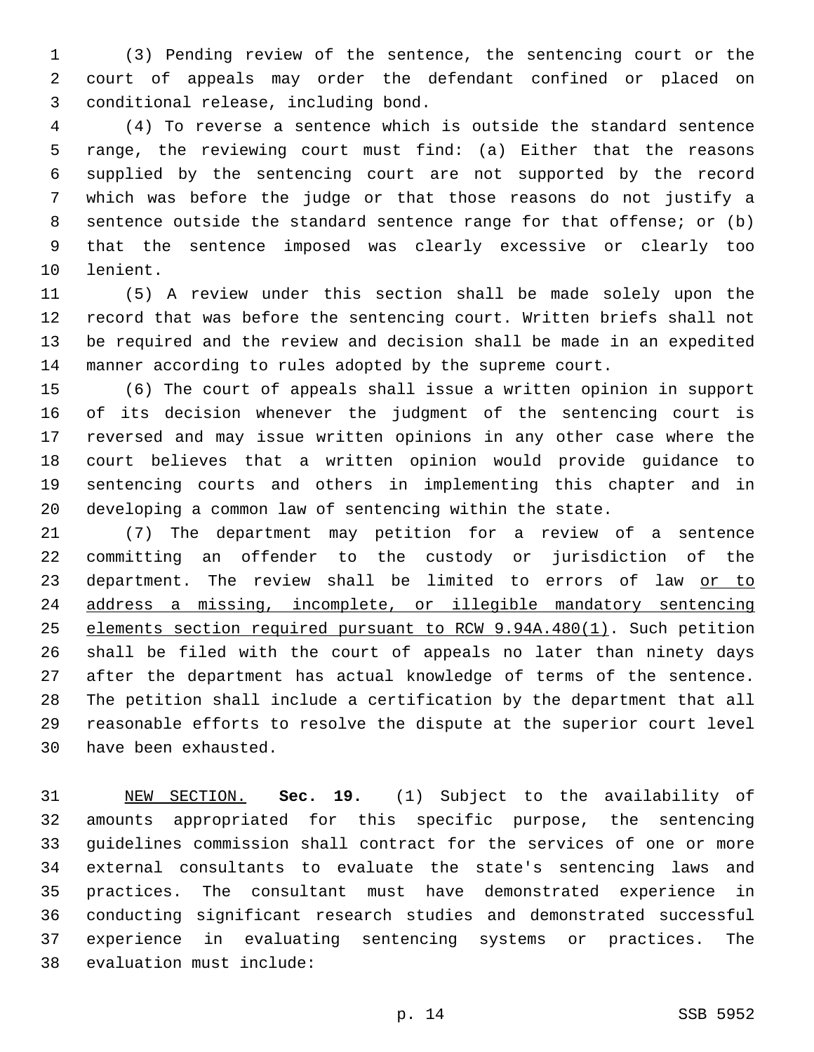(3) Pending review of the sentence, the sentencing court or the court of appeals may order the defendant confined or placed on conditional release, including bond.

(4) To reverse a sentence which is outside the standard sentence range, the reviewing court must find: (a) Either that the reasons supplied by the sentencing court are not supported by the record which was before the judge or that those reasons do not justify a sentence outside the standard sentence range for that offense; or (b) that the sentence imposed was clearly excessive or clearly too lenient.

(5) A review under this section shall be made solely upon the record that was before the sentencing court. Written briefs shall not be required and the review and decision shall be made in an expedited manner according to rules adopted by the supreme court.

(6) The court of appeals shall issue a written opinion in support of its decision whenever the judgment of the sentencing court is reversed and may issue written opinions in any other case where the court believes that a written opinion would provide guidance to sentencing courts and others in implementing this chapter and in developing a common law of sentencing within the state.

(7) The department may petition for a review of a sentence committing an offender to the custody or jurisdiction of the department. The review shall be limited to errors of law <u>or to address a missing, incomplete, or illegible mandatory sentencing elements section required pursuant to RCW 9.94A.480(1)</u>. Such petition shall be filed with the court of appeals no later than ninety days after the department has actual knowledge of terms of the sentence. The petition shall include a certification by the department that all reasonable efforts to resolve the dispute at the superior court level have been exhausted.

<u>NEW SECTION.</u> **Sec. 19.** (1) Subject to the availability of amounts appropriated for this specific purpose, the sentencing guidelines commission shall contract for the services of one or more external consultants to evaluate the state's sentencing laws and practices. The consultant must have demonstrated experience in conducting significant research studies and demonstrated successful experience in evaluating sentencing systems or practices. The evaluation must include: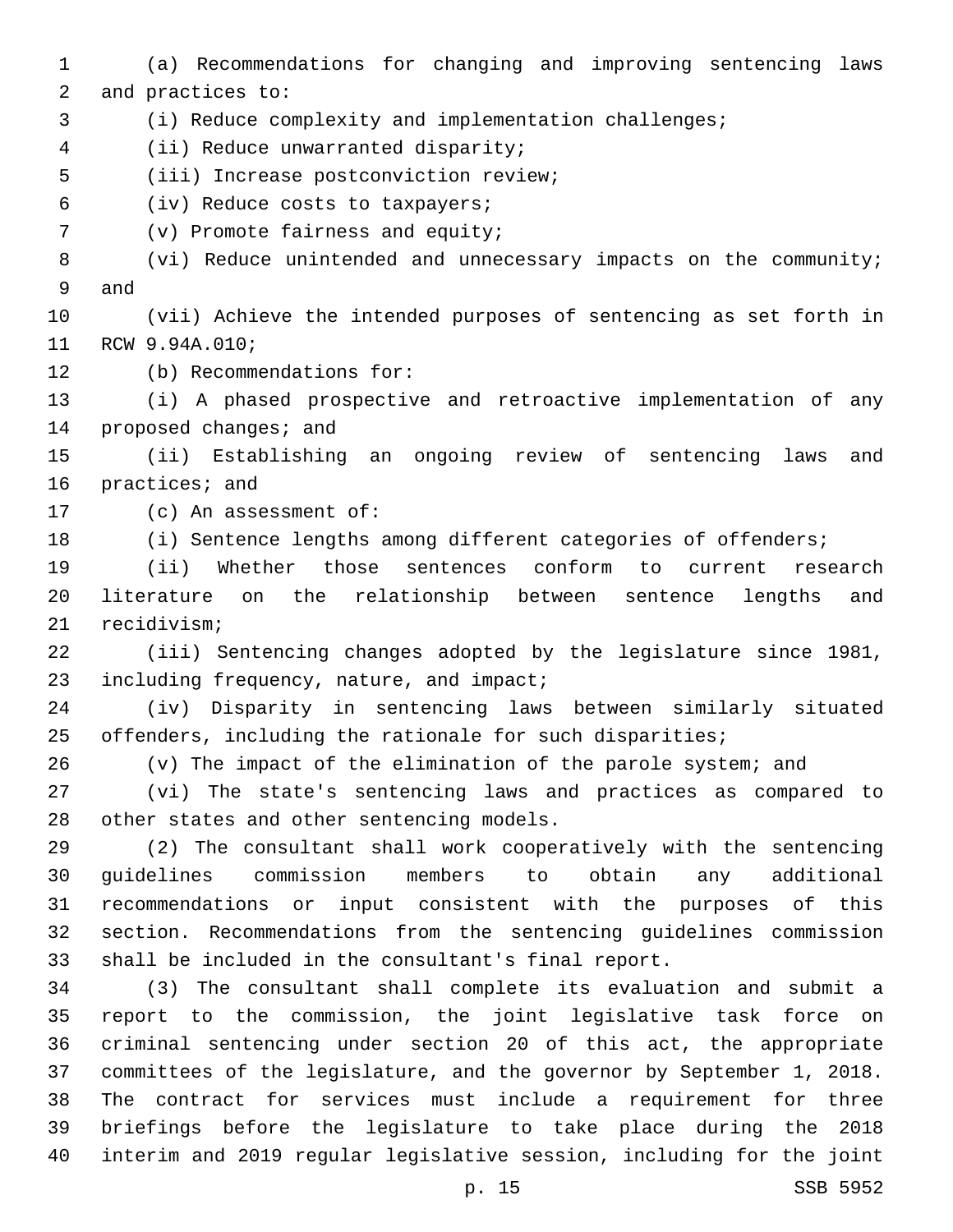(a) Recommendations for changing and improving sentencing laws and practices to:

(i) Reduce complexity and implementation challenges;

(ii) Reduce unwarranted disparity;

(iii) Increase postconviction review;

(iv) Reduce costs to taxpayers;

(v) Promote fairness and equity;

(vi) Reduce unintended and unnecessary impacts on the community; and

(vii) Achieve the intended purposes of sentencing as set forth in RCW 9.94A.010;

(b) Recommendations for:

(i) A phased prospective and retroactive implementation of any proposed changes; and

(ii) Establishing an ongoing review of sentencing laws and practices; and

(c) An assessment of:

(i) Sentence lengths among different categories of offenders;

(ii) Whether those sentences conform to current research literature on the relationship between sentence lengths and recidivism;

(iii) Sentencing changes adopted by the legislature since 1981, including frequency, nature, and impact;

(iv) Disparity in sentencing laws between similarly situated offenders, including the rationale for such disparities;

(v) The impact of the elimination of the parole system; and

(vi) The state's sentencing laws and practices as compared to other states and other sentencing models.

(2) The consultant shall work cooperatively with the sentencing guidelines commission members to obtain any additional recommendations or input consistent with the purposes of this section. Recommendations from the sentencing guidelines commission shall be included in the consultant's final report.

(3) The consultant shall complete its evaluation and submit a report to the commission, the joint legislative task force on criminal sentencing under section 20 of this act, the appropriate committees of the legislature, and the governor by September 1, 2018. The contract for services must include a requirement for three briefings before the legislature to take place during the 2018 interim and 2019 regular legislative session, including for the joint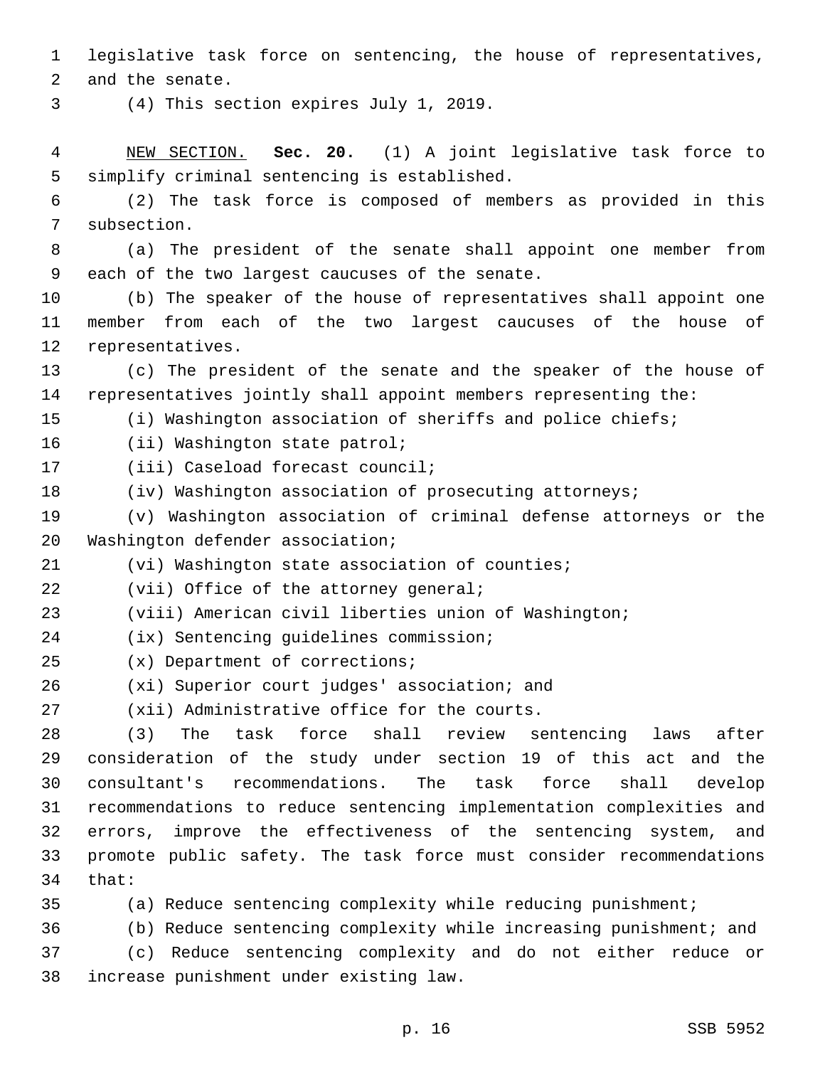legislative task force on sentencing, the house of representatives, and the senate.

(4) This section expires July 1, 2019.

NEW SECTION. **Sec. 20.** (1) A joint legislative task force to simplify criminal sentencing is established.

(2) The task force is composed of members as provided in this subsection.

(a) The president of the senate shall appoint one member from each of the two largest caucuses of the senate.

(b) The speaker of the house of representatives shall appoint one member from each of the two largest caucuses of the house of representatives.

(c) The president of the senate and the speaker of the house of representatives jointly shall appoint members representing the:

(i) Washington association of sheriffs and police chiefs;

(ii) Washington state patrol;

(iii) Caseload forecast council;

(iv) Washington association of prosecuting attorneys;

(v) Washington association of criminal defense attorneys or the Washington defender association;

(vi) Washington state association of counties;

(vii) Office of the attorney general;

(viii) American civil liberties union of Washington;

(ix) Sentencing guidelines commission;

(x) Department of corrections;

(xi) Superior court judges' association; and

(xii) Administrative office for the courts.

(3) The task force shall review sentencing laws after consideration of the study under section 19 of this act and the consultant's recommendations. The task force shall develop recommendations to reduce sentencing implementation complexities and errors, improve the effectiveness of the sentencing system, and promote public safety. The task force must consider recommendations that:

(a) Reduce sentencing complexity while reducing punishment;

(b) Reduce sentencing complexity while increasing punishment; and

(c) Reduce sentencing complexity and do not either reduce or increase punishment under existing law.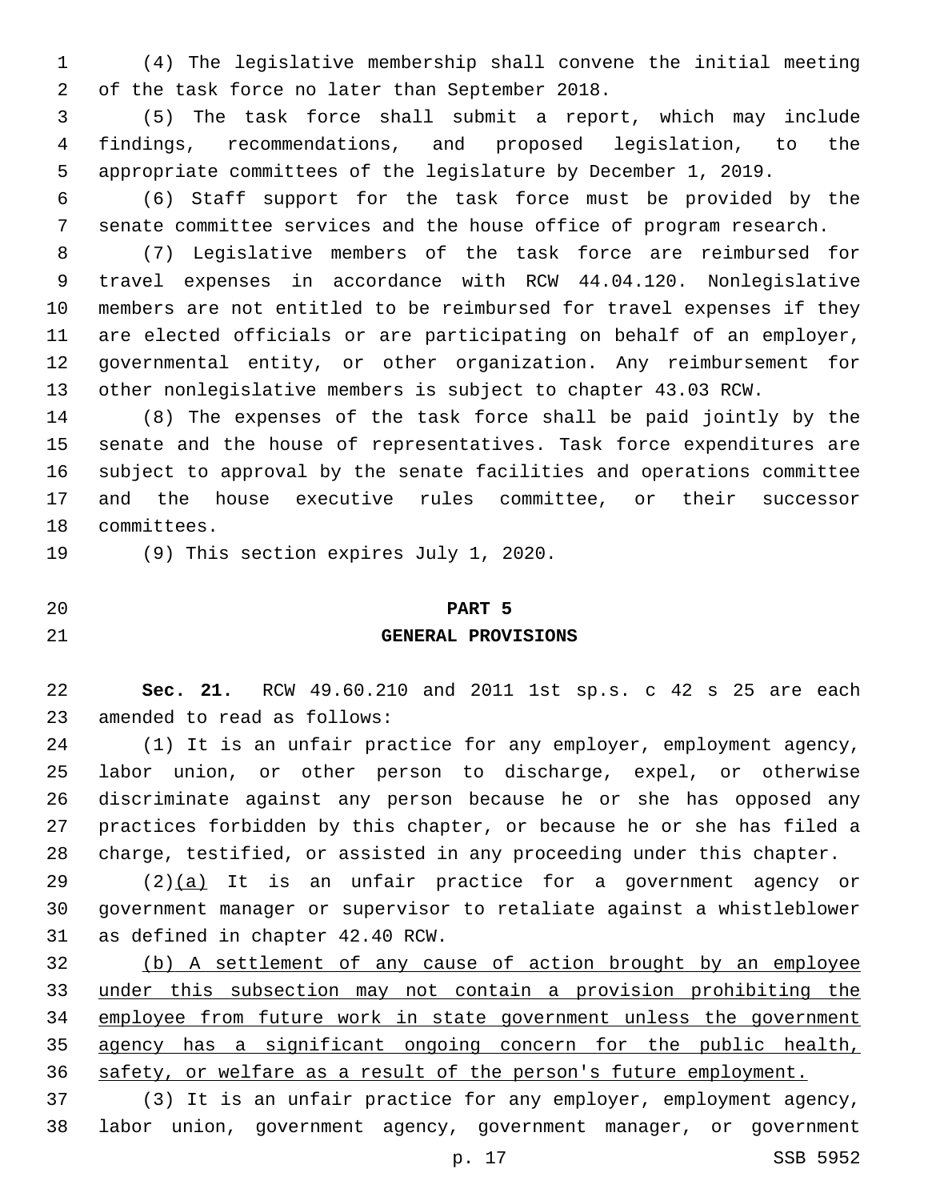(4) The legislative membership shall convene the initial meeting of the task force no later than September 2018.

(5) The task force shall submit a report, which may include findings, recommendations, and proposed legislation, to the appropriate committees of the legislature by December 1, 2019.

(6) Staff support for the task force must be provided by the senate committee services and the house office of program research.

(7) Legislative members of the task force are reimbursed for travel expenses in accordance with RCW 44.04.120. Nonlegislative members are not entitled to be reimbursed for travel expenses if they are elected officials or are participating on behalf of an employer, governmental entity, or other organization. Any reimbursement for other nonlegislative members is subject to chapter 43.03 RCW.

(8) The expenses of the task force shall be paid jointly by the senate and the house of representatives. Task force expenditures are subject to approval by the senate facilities and operations committee and the house executive rules committee, or their successor committees.

(9) This section expires July 1, 2020.

## PART 5
## GENERAL PROVISIONS

**Sec. 21.** RCW 49.60.210 and 2011 1st sp.s. c 42 s 25 are each amended to read as follows:

(1) It is an unfair practice for any employer, employment agency, labor union, or other person to discharge, expel, or otherwise discriminate against any person because he or she has opposed any practices forbidden by this chapter, or because he or she has filed a charge, testified, or assisted in any proceeding under this chapter.

(2)<u>(a)</u> It is an unfair practice for a government agency or government manager or supervisor to retaliate against a whistleblower as defined in chapter 42.40 RCW.

<u>(b) A settlement of any cause of action brought by an employee under this subsection may not contain a provision prohibiting the employee from future work in state government unless the government agency has a significant ongoing concern for the public health, safety, or welfare as a result of the person's future employment.</u>

(3) It is an unfair practice for any employer, employment agency, labor union, government agency, government manager, or government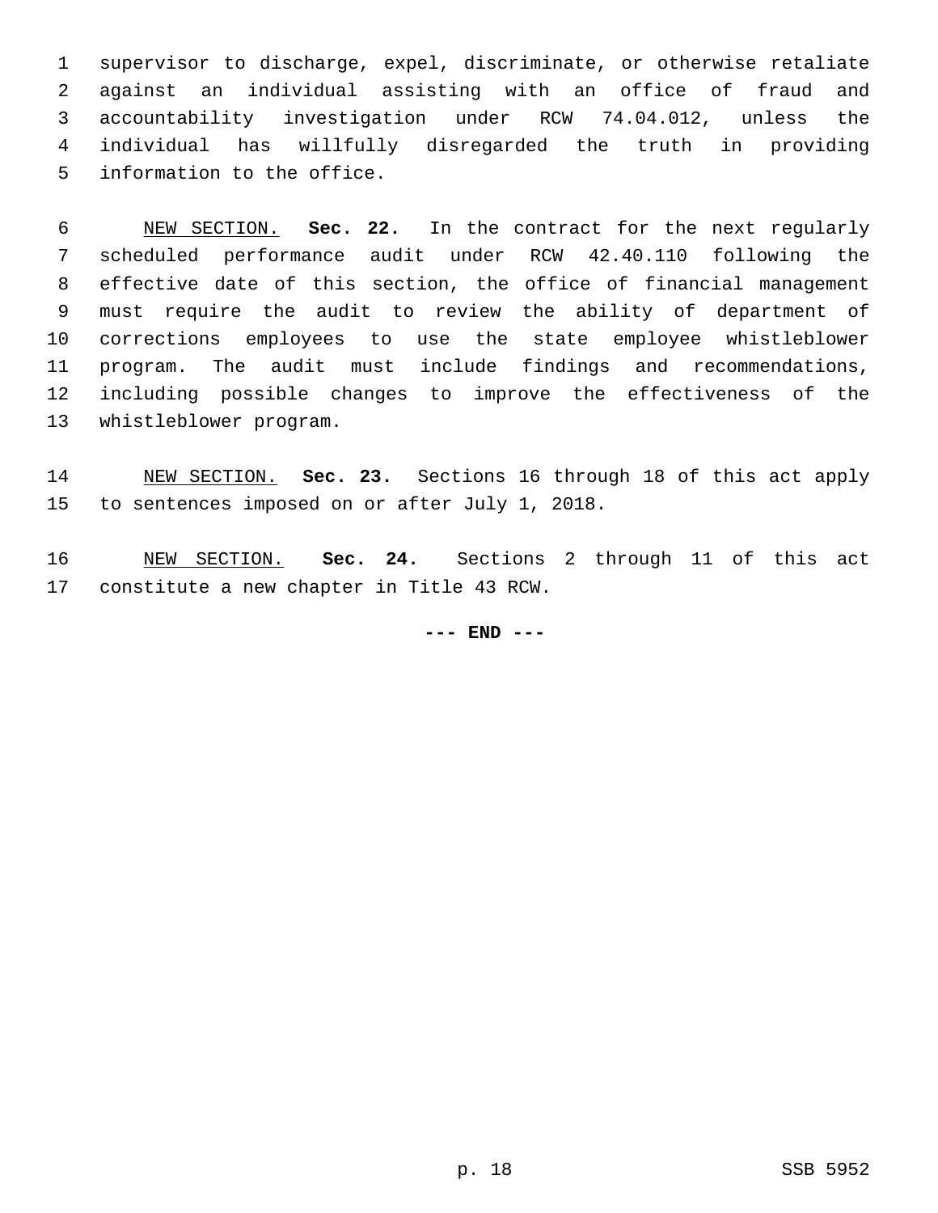supervisor to discharge, expel, discriminate, or otherwise retaliate against an individual assisting with an office of fraud and accountability investigation under RCW 74.04.012, unless the individual has willfully disregarded the truth in providing information to the office.

NEW SECTION. **Sec. 22.** In the contract for the next regularly scheduled performance audit under RCW 42.40.110 following the effective date of this section, the office of financial management must require the audit to review the ability of department of corrections employees to use the state employee whistleblower program. The audit must include findings and recommendations, including possible changes to improve the effectiveness of the whistleblower program.

NEW SECTION. **Sec. 23.** Sections 16 through 18 of this act apply to sentences imposed on or after July 1, 2018.

NEW SECTION. **Sec. 24.** Sections 2 through 11 of this act constitute a new chapter in Title 43 RCW.

**--- END ---**